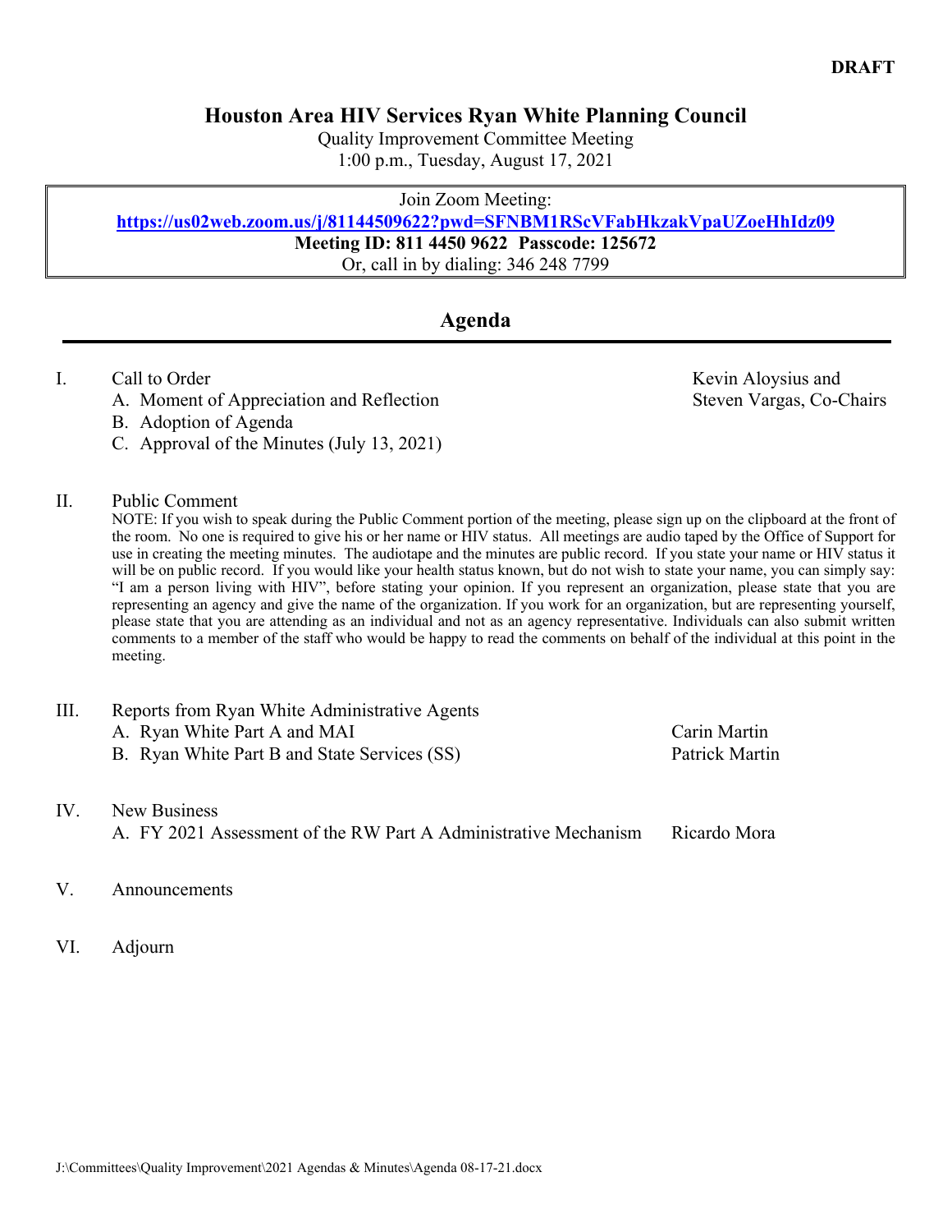**DRAFT**

# Houston Area HIV Services Ryan White Planning Council

Quality Improvement Committee Meeting
1:00 p.m., Tuesday, August 17, 2021

Join Zoom Meeting:
**https://us02web.zoom.us/j/81144509622?pwd=SFNBM1RScVFabHkzakVpaUZoeHhIdz09**
**Meeting ID: 811 4450 9622 Passcode: 125672**
Or, call in by dialing: 346 248 7799

## Agenda

I. Call to Order — Kevin Aloysius and Steven Vargas, Co-Chairs
   A. Moment of Appreciation and Reflection
   B. Adoption of Agenda
   C. Approval of the Minutes (July 13, 2021)

II. Public Comment
   NOTE: If you wish to speak during the Public Comment portion of the meeting, please sign up on the clipboard at the front of the room. No one is required to give his or her name or HIV status. All meetings are audio taped by the Office of Support for use in creating the meeting minutes. The audiotape and the minutes are public record. If you state your name or HIV status it will be on public record. If you would like your health status known, but do not wish to state your name, you can simply say: "I am a person living with HIV", before stating your opinion. If you represent an organization, please state that you are representing an agency and give the name of the organization. If you work for an organization, but are representing yourself, please state that you are attending as an individual and not as an agency representative. Individuals can also submit written comments to a member of the staff who would be happy to read the comments on behalf of the individual at this point in the meeting.

III. Reports from Ryan White Administrative Agents
   A. Ryan White Part A and MAI — Carin Martin
   B. Ryan White Part B and State Services (SS) — Patrick Martin

IV. New Business
   A. FY 2021 Assessment of the RW Part A Administrative Mechanism — Ricardo Mora

V. Announcements

VI. Adjourn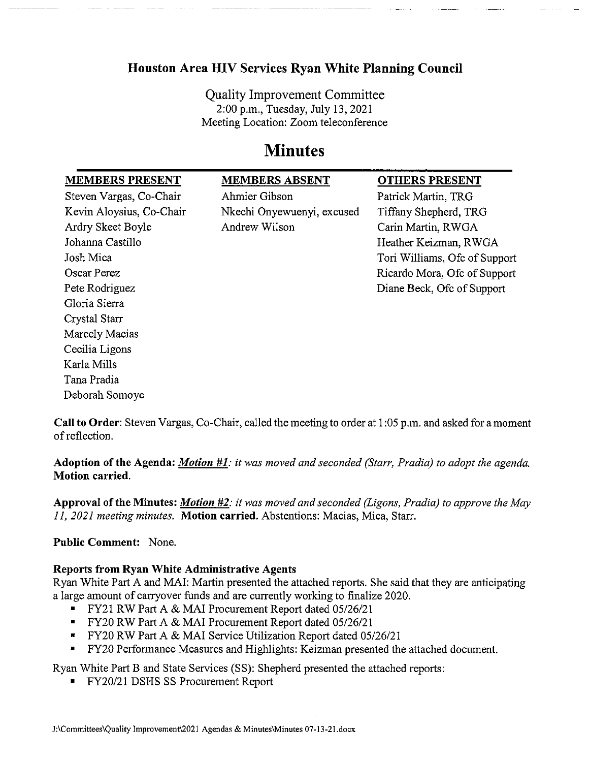# Houston Area HIV Services Ryan White Planning Council

Quality Improvement Committee
2:00 p.m., Tuesday, July 13, 2021
Meeting Location: Zoom teleconference

# Minutes

| MEMBERS PRESENT | MEMBERS ABSENT | OTHERS PRESENT |
|---|---|---|
| Steven Vargas, Co-Chair | Ahmier Gibson | Patrick Martin, TRG |
| Kevin Aloysius, Co-Chair | Nkechi Onyewuenyi, excused | Tiffany Shepherd, TRG |
| Ardry Skeet Boyle | Andrew Wilson | Carin Martin, RWGA |
| Johanna Castillo | | Heather Keizman, RWGA |
| Josh Mica | | Tori Williams, Ofc of Support |
| Oscar Perez | | Ricardo Mora, Ofc of Support |
| Pete Rodriguez | | Diane Beck, Ofc of Support |
| Gloria Sierra | | |
| Crystal Starr | | |
| Marcely Macias | | |
| Cecilia Ligons | | |
| Karla Mills | | |
| Tana Pradia | | |
| Deborah Somoye | | |

**Call to Order**: Steven Vargas, Co-Chair, called the meeting to order at 1:05 p.m. and asked for a moment of reflection.

**Adoption of the Agenda:** ***Motion #1**: it was moved and seconded (Starr, Pradia) to adopt the agenda.* **Motion carried.**

**Approval of the Minutes:** ***Motion #2**: it was moved and seconded (Ligons, Pradia) to approve the May 11, 2021 meeting minutes.* **Motion carried.** Abstentions: Macias, Mica, Starr.

**Public Comment:** None.

**Reports from Ryan White Administrative Agents**

Ryan White Part A and MAI: Martin presented the attached reports. She said that they are anticipating a large amount of carryover funds and are currently working to finalize 2020.

- FY21 RW Part A & MAI Procurement Report dated 05/26/21
- FY20 RW Part A & MAI Procurement Report dated 05/26/21
- FY20 RW Part A & MAI Service Utilization Report dated 05/26/21
- FY20 Performance Measures and Highlights: Keizman presented the attached document.

Ryan White Part B and State Services (SS): Shepherd presented the attached reports:

- FY20/21 DSHS SS Procurement Report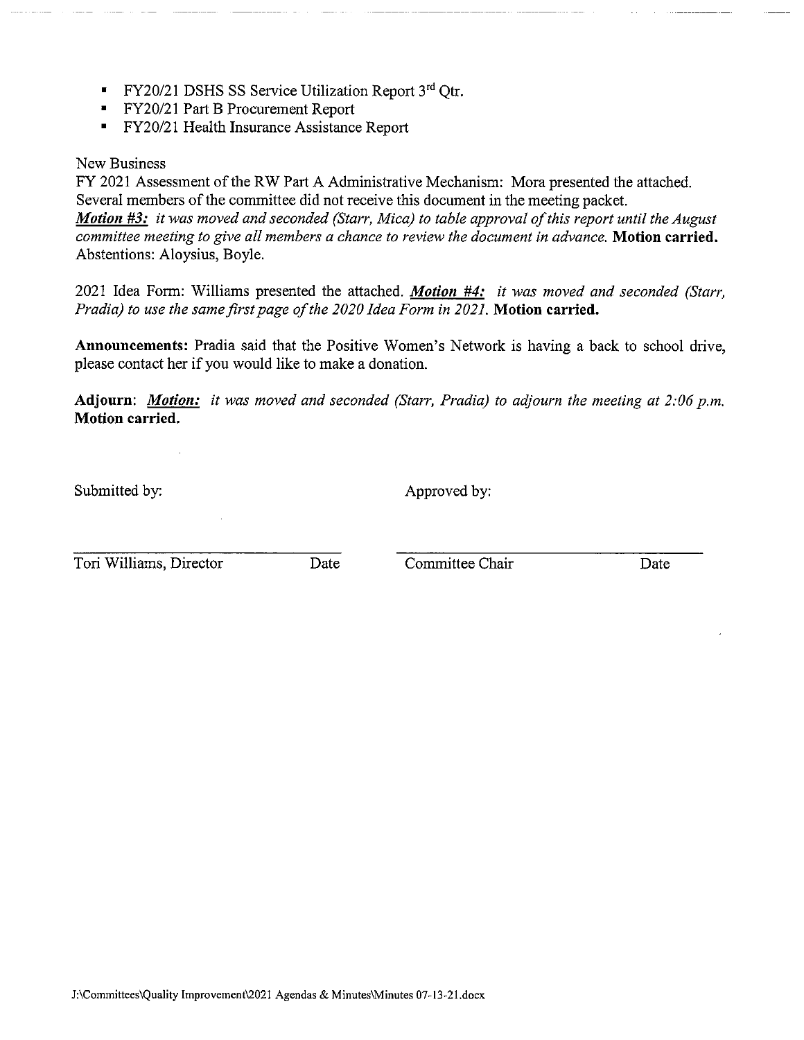- FY20/21 DSHS SS Service Utilization Report 3rd Qtr.
- FY20/21 Part B Procurement Report
- FY20/21 Health Insurance Assistance Report

New Business

FY 2021 Assessment of the RW Part A Administrative Mechanism: Mora presented the attached. Several members of the committee did not receive this document in the meeting packet. ***Motion #3:*** *it was moved and seconded (Starr, Mica) to table approval of this report until the August committee meeting to give all members a chance to review the document in advance.* **Motion carried.** Abstentions: Aloysius, Boyle.

2021 Idea Form: Williams presented the attached. ***Motion #4:*** *it was moved and seconded (Starr, Pradia) to use the same first page of the 2020 Idea Form in 2021.* **Motion carried.**

**Announcements:** Pradia said that the Positive Women's Network is having a back to school drive, please contact her if you would like to make a donation.

**Adjourn**: ***Motion:*** *it was moved and seconded (Starr, Pradia) to adjourn the meeting at 2:06 p.m.* **Motion carried.**

Submitted by: Approved by:

_________________________ ______________________________

Tori Williams, Director Date Committee Chair Date

J:\Committees\Quality Improvement\2021 Agendas & Minutes\Minutes 07-13-21.docx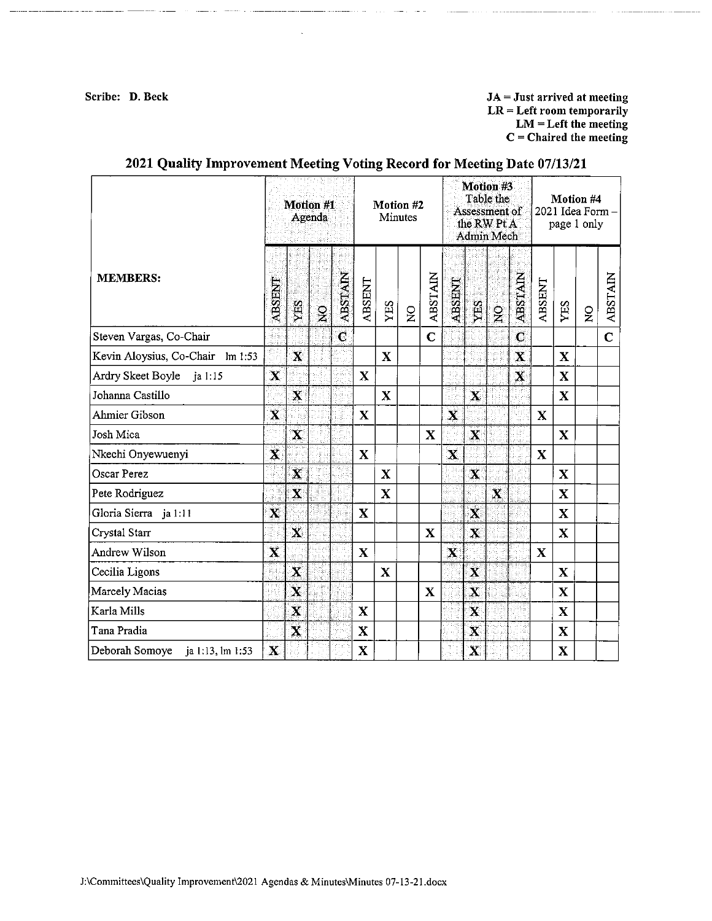Scribe: D. Beck

JA = Just arrived at meeting
LR = Left room temporarily
LM = Left the meeting
C = Chaired the meeting

## 2021 Quality Improvement Meeting Voting Record for Meeting Date 07/13/21

| MEMBERS: | Motion #1 Agenda | | | | Motion #2 Minutes | | | | Motion #3 Table the Assessment of the RW Pt A Admin Mech | | | | Motion #4 2021 Idea Form – page 1 only | | | |
|---|---|---|---|---|---|---|---|---|---|---|---|---|---|---|---|---|
| | ABSENT | YES | NO | ABSTAIN | ABSENT | YES | NO | ABSTAIN | ABSENT | YES | NO | ABSTAIN | ABSENT | YES | NO | ABSTAIN |
| Steven Vargas, Co-Chair | | | | C | | | | C | | | | C | | | | C |
| Kevin Aloysius, Co-Chair lm 1:53 | | X | | | | X | | | | | | X | | X | | |
| Ardry Skeet Boyle ja 1:15 | X | | | | X | | | | | | | X | | X | | |
| Johanna Castillo | | X | | | | X | | | | X | | | | X | | |
| Ahmier Gibson | X | | | | X | | | | X | | | | X | | | |
| Josh Mica | | X | | | | | | X | | X | | | | X | | |
| Nkechi Onyewuenyi | X | | | | X | | | | X | | | | X | | | |
| Oscar Perez | | X | | | | X | | | | X | | | | X | | |
| Pete Rodriguez | | X | | | | X | | | | | X | | | X | | |
| Gloria Sierra ja 1:11 | X | | | | X | | | | | X | | | | X | | |
| Crystal Starr | | X | | | | | | X | | X | | | | X | | |
| Andrew Wilson | X | | | | X | | | | X | | | | X | | | |
| Cecilia Ligons | | X | | | | X | | | | X | | | | X | | |
| Marcely Macias | | X | | | | | | X | | X | | | | X | | |
| Karla Mills | | X | | | X | | | | | X | | | | X | | |
| Tana Pradia | | X | | | X | | | | | X | | | | X | | |
| Deborah Somoye ja 1:13, lm 1:53 | X | | | | X | | | | | X | | | | X | | |

J:\Committees\Quality Improvement\2021 Agendas & Minutes\Minutes 07-13-21.docx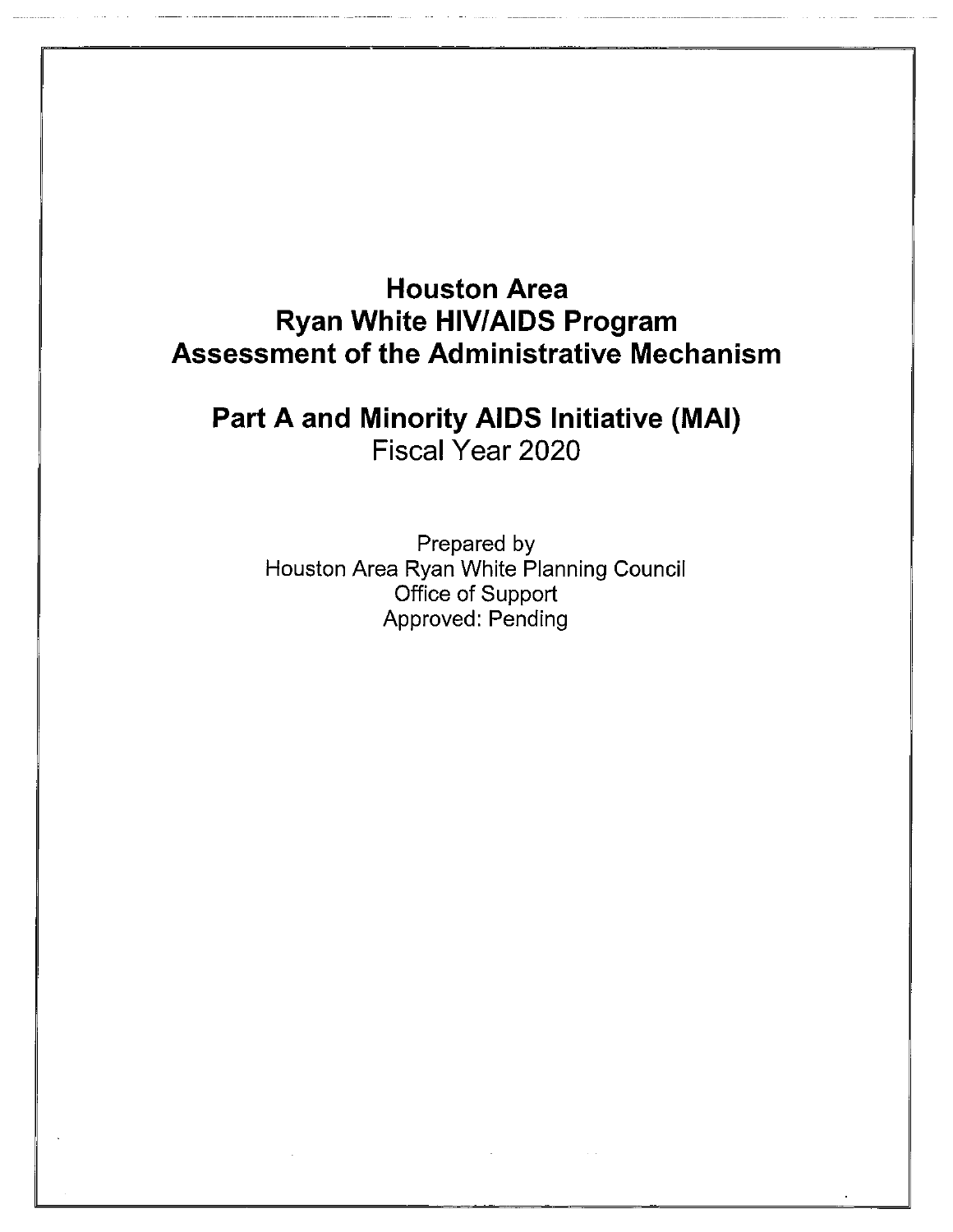# Houston Area Ryan White HIV/AIDS Program Assessment of the Administrative Mechanism

## Part A and Minority AIDS Initiative (MAI)

Fiscal Year 2020

Prepared by
Houston Area Ryan White Planning Council
Office of Support
Approved: Pending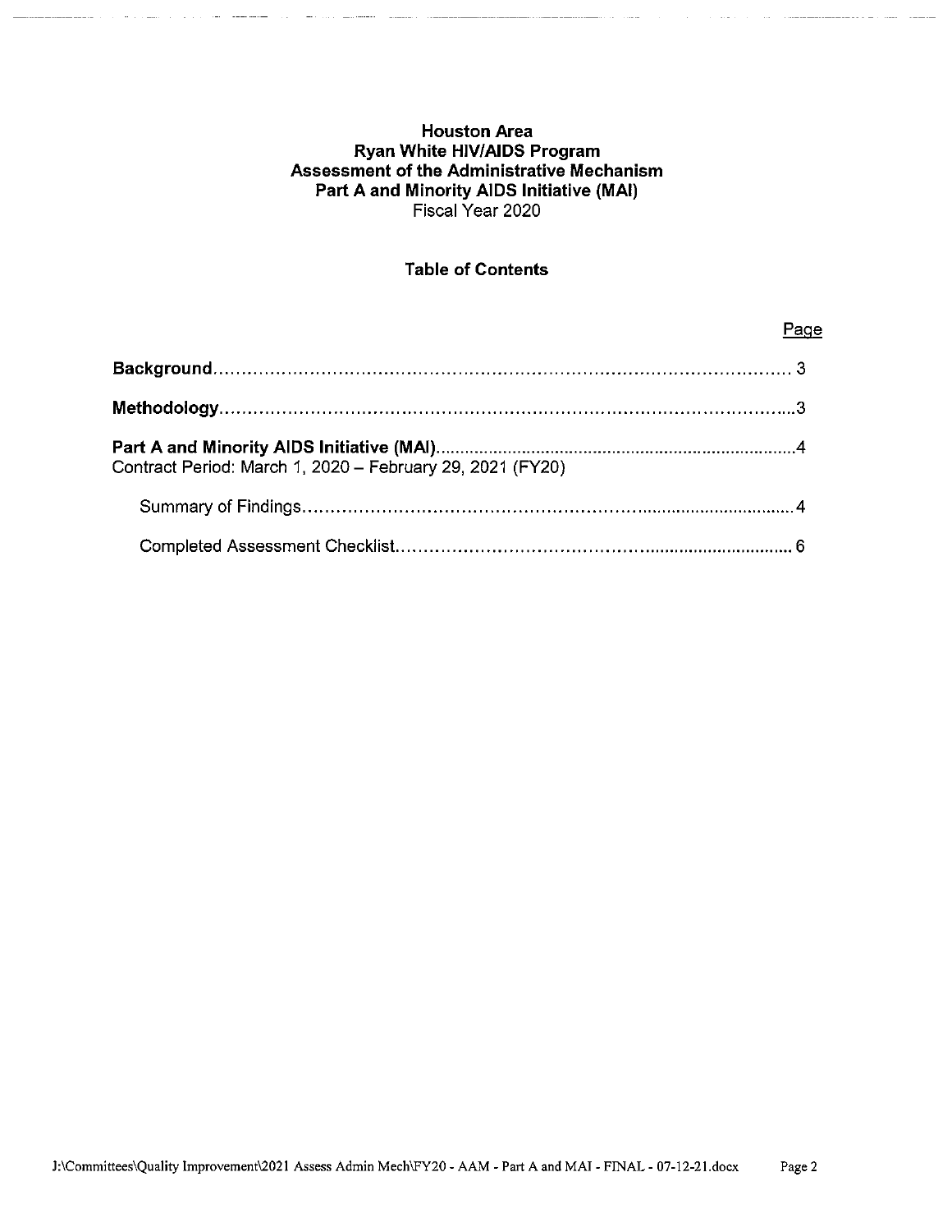**Houston Area**
**Ryan White HIV/AIDS Program**
**Assessment of the Administrative Mechanism**
**Part A and Minority AIDS Initiative (MAI)**
Fiscal Year 2020

## Table of Contents

| | Page |
|---|---|
| **Background** | 3 |
| **Methodology** | 3 |
| **Part A and Minority AIDS Initiative (MAI)**<br>Contract Period: March 1, 2020 – February 29, 2021 (FY20) | 4 |
| Summary of Findings | 4 |
| Completed Assessment Checklist | 6 |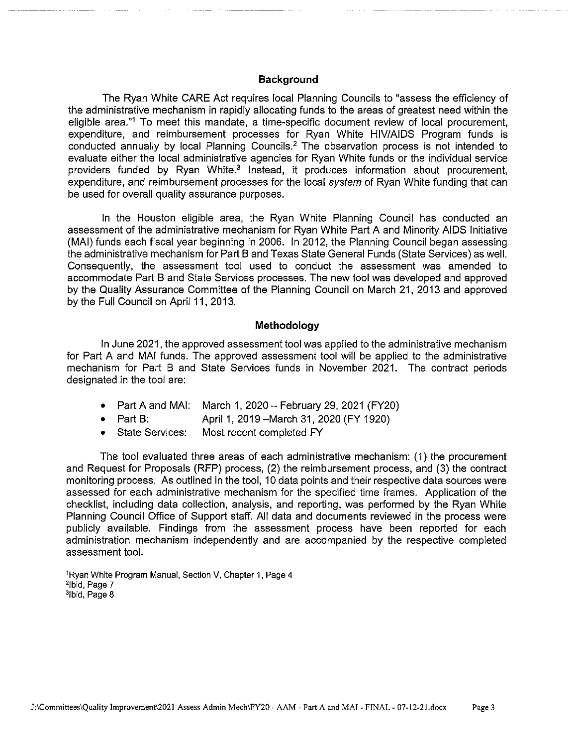## Background

The Ryan White CARE Act requires local Planning Councils to "assess the efficiency of the administrative mechanism in rapidly allocating funds to the areas of greatest need within the eligible area."[1] To meet this mandate, a time-specific document review of local procurement, expenditure, and reimbursement processes for Ryan White HIV/AIDS Program funds is conducted annually by local Planning Councils.[2] The observation process is not intended to evaluate either the local administrative agencies for Ryan White funds or the individual service providers funded by Ryan White.[3] Instead, it produces information about procurement, expenditure, and reimbursement processes for the local *system* of Ryan White funding that can be used for overall quality assurance purposes.

In the Houston eligible area, the Ryan White Planning Council has conducted an assessment of the administrative mechanism for Ryan White Part A and Minority AIDS Initiative (MAI) funds each fiscal year beginning in 2006. In 2012, the Planning Council began assessing the administrative mechanism for Part B and Texas State General Funds (State Services) as well. Consequently, the assessment tool used to conduct the assessment was amended to accommodate Part B and State Services processes. The new tool was developed and approved by the Quality Assurance Committee of the Planning Council on March 21, 2013 and approved by the Full Council on April 11, 2013.

## Methodology

In June 2021, the approved assessment tool was applied to the administrative mechanism for Part A and MAI funds. The approved assessment tool will be applied to the administrative mechanism for Part B and State Services funds in November 2021. The contract periods designated in the tool are:

- Part A and MAI: March 1, 2020 – February 29, 2021 (FY20)
- Part B: April 1, 2019 –March 31, 2020 (FY 1920)
- State Services: Most recent completed FY

The tool evaluated three areas of each administrative mechanism: (1) the procurement and Request for Proposals (RFP) process, (2) the reimbursement process, and (3) the contract monitoring process. As outlined in the tool, 10 data points and their respective data sources were assessed for each administrative mechanism for the specified time frames. Application of the checklist, including data collection, analysis, and reporting, was performed by the Ryan White Planning Council Office of Support staff. All data and documents reviewed in the process were publicly available. Findings from the assessment process have been reported for each administration mechanism independently and are accompanied by the respective completed assessment tool.

[1]Ryan White Program Manual, Section V, Chapter 1, Page 4
[2]Ibid, Page 7
[3]Ibid, Page 8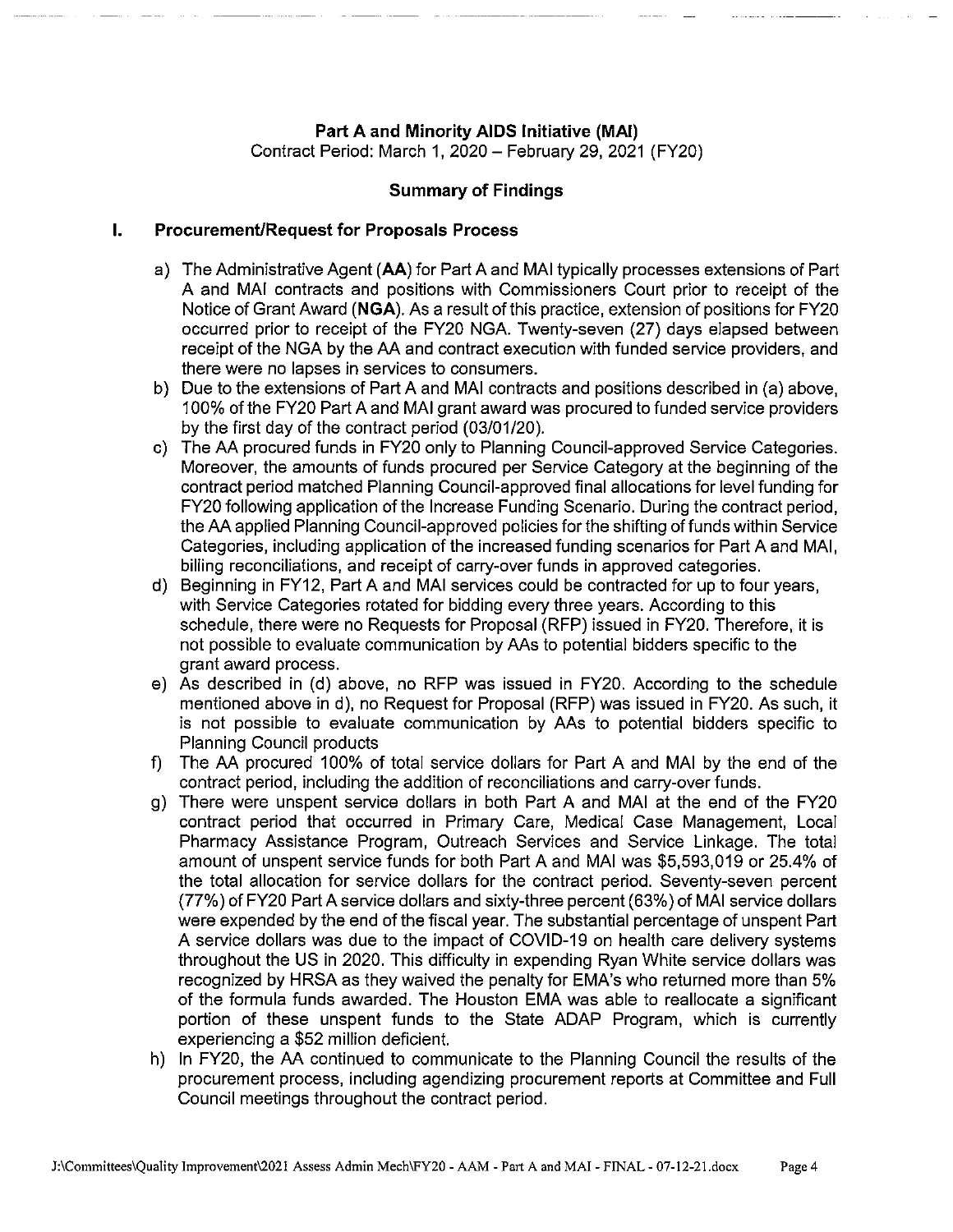**Part A and Minority AIDS Initiative (MAI)**
Contract Period: March 1, 2020 – February 29, 2021 (FY20)

**Summary of Findings**

## I. Procurement/Request for Proposals Process

a) The Administrative Agent (**AA**) for Part A and MAI typically processes extensions of Part A and MAI contracts and positions with Commissioners Court prior to receipt of the Notice of Grant Award (**NGA**). As a result of this practice, extension of positions for FY20 occurred prior to receipt of the FY20 NGA. Twenty-seven (27) days elapsed between receipt of the NGA by the AA and contract execution with funded service providers, and there were no lapses in services to consumers.

b) Due to the extensions of Part A and MAI contracts and positions described in (a) above, 100% of the FY20 Part A and MAI grant award was procured to funded service providers by the first day of the contract period (03/01/20).

c) The AA procured funds in FY20 only to Planning Council-approved Service Categories. Moreover, the amounts of funds procured per Service Category at the beginning of the contract period matched Planning Council-approved final allocations for level funding for FY20 following application of the Increase Funding Scenario. During the contract period, the AA applied Planning Council-approved policies for the shifting of funds within Service Categories, including application of the increased funding scenarios for Part A and MAI, billing reconciliations, and receipt of carry-over funds in approved categories.

d) Beginning in FY12, Part A and MAI services could be contracted for up to four years, with Service Categories rotated for bidding every three years. According to this schedule, there were no Requests for Proposal (RFP) issued in FY20. Therefore, it is not possible to evaluate communication by AAs to potential bidders specific to the grant award process.

e) As described in (d) above, no RFP was issued in FY20. According to the schedule mentioned above in d), no Request for Proposal (RFP) was issued in FY20. As such, it is not possible to evaluate communication by AAs to potential bidders specific to Planning Council products

f) The AA procured 100% of total service dollars for Part A and MAI by the end of the contract period, including the addition of reconciliations and carry-over funds.

g) There were unspent service dollars in both Part A and MAI at the end of the FY20 contract period that occurred in Primary Care, Medical Case Management, Local Pharmacy Assistance Program, Outreach Services and Service Linkage. The total amount of unspent service funds for both Part A and MAI was $5,593,019 or 25.4% of the total allocation for service dollars for the contract period. Seventy-seven percent (77%) of FY20 Part A service dollars and sixty-three percent (63%) of MAI service dollars were expended by the end of the fiscal year. The substantial percentage of unspent Part A service dollars was due to the impact of COVID-19 on health care delivery systems throughout the US in 2020. This difficulty in expending Ryan White service dollars was recognized by HRSA as they waived the penalty for EMA's who returned more than 5% of the formula funds awarded. The Houston EMA was able to reallocate a significant portion of these unspent funds to the State ADAP Program, which is currently experiencing a $52 million deficient.

h) In FY20, the AA continued to communicate to the Planning Council the results of the procurement process, including agendizing procurement reports at Committee and Full Council meetings throughout the contract period.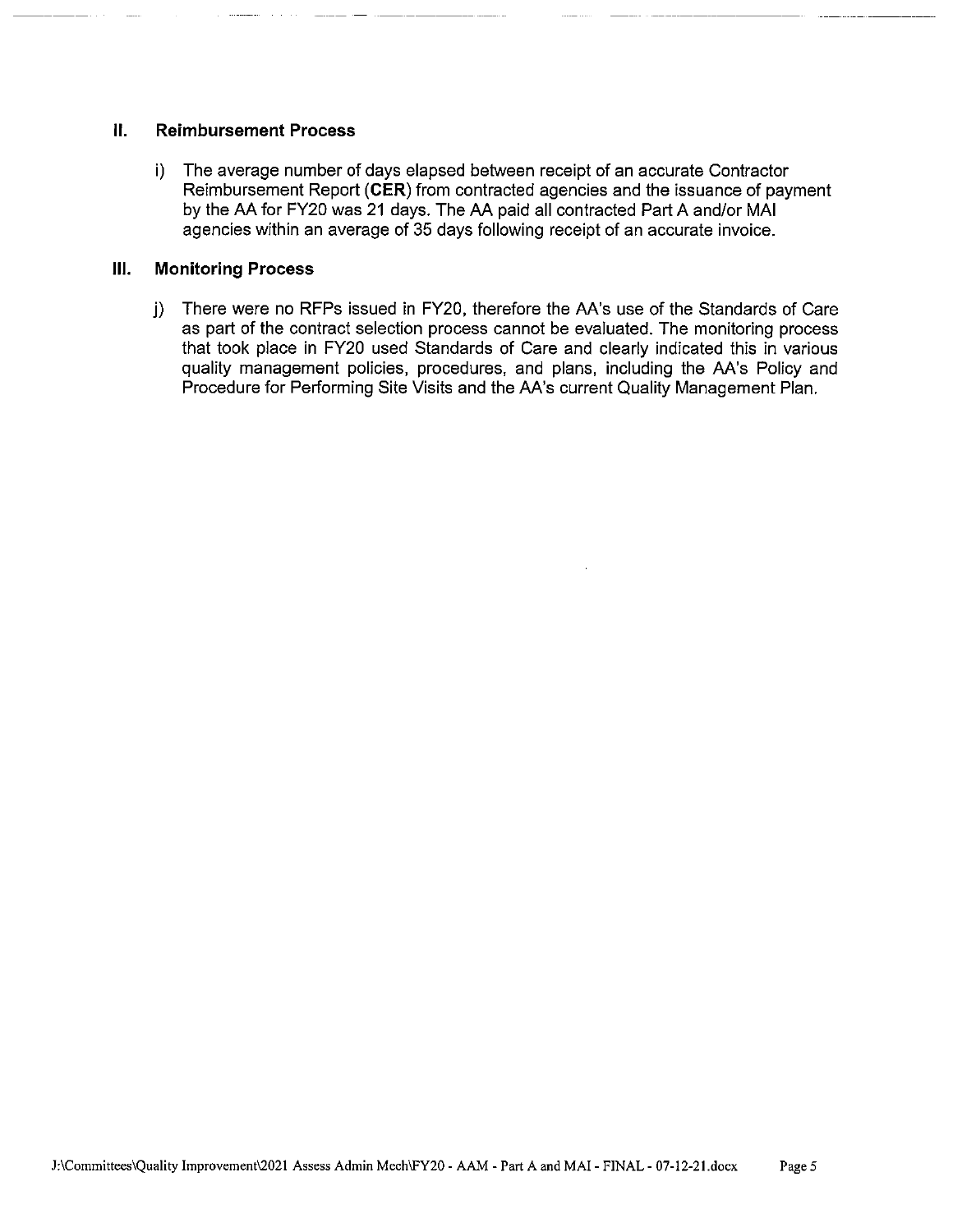## II. Reimbursement Process

i) The average number of days elapsed between receipt of an accurate Contractor Reimbursement Report (**CER**) from contracted agencies and the issuance of payment by the AA for FY20 was 21 days. The AA paid all contracted Part A and/or MAI agencies within an average of 35 days following receipt of an accurate invoice.

## III. Monitoring Process

j) There were no RFPs issued in FY20, therefore the AA's use of the Standards of Care as part of the contract selection process cannot be evaluated. The monitoring process that took place in FY20 used Standards of Care and clearly indicated this in various quality management policies, procedures, and plans, including the AA's Policy and Procedure for Performing Site Visits and the AA's current Quality Management Plan.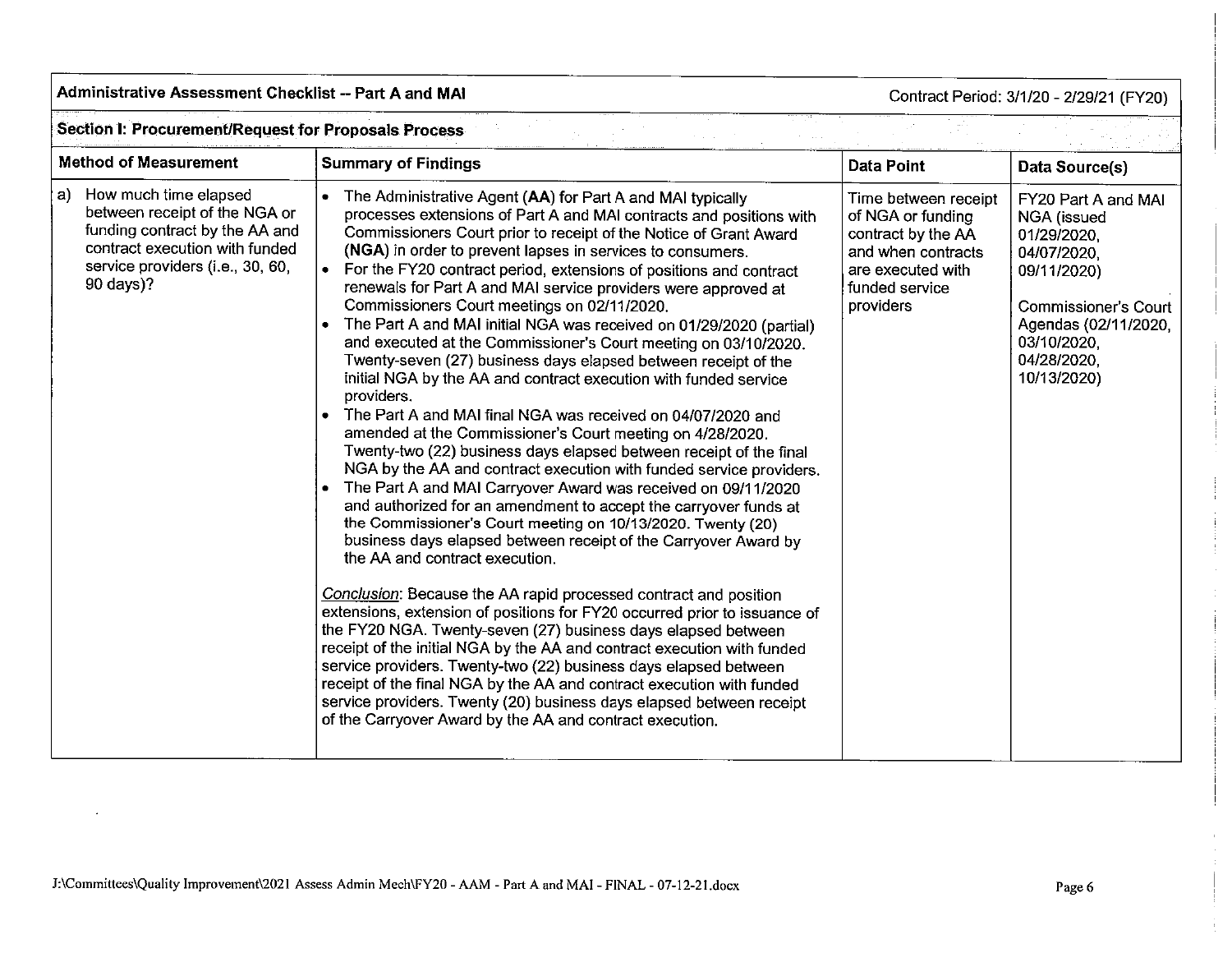## Administrative Assessment Checklist -- Part A and MAI

Contract Period: 3/1/20 - 2/29/21 (FY20)

### Section I: Procurement/Request for Proposals Process

| Method of Measurement | Summary of Findings | Data Point | Data Source(s) |
|---|---|---|---|
| a) How much time elapsed between receipt of the NGA or funding contract by the AA and contract execution with funded service providers (i.e., 30, 60, 90 days)? | • The Administrative Agent (**AA**) for Part A and MAI typically processes extensions of Part A and MAI contracts and positions with Commissioners Court prior to receipt of the Notice of Grant Award (**NGA**) in order to prevent lapses in services to consumers.<br>• For the FY20 contract period, extensions of positions and contract renewals for Part A and MAI service providers were approved at Commissioners Court meetings on 02/11/2020.<br>• The Part A and MAI initial NGA was received on 01/29/2020 (partial) and executed at the Commissioner's Court meeting on 03/10/2020. Twenty-seven (27) business days elapsed between receipt of the initial NGA by the AA and contract execution with funded service providers.<br>• The Part A and MAI final NGA was received on 04/07/2020 and amended at the Commissioner's Court meeting on 4/28/2020. Twenty-two (22) business days elapsed between receipt of the final NGA by the AA and contract execution with funded service providers.<br>• The Part A and MAI Carryover Award was received on 09/11/2020 and authorized for an amendment to accept the carryover funds at the Commissioner's Court meeting on 10/13/2020. Twenty (20) business days elapsed between receipt of the Carryover Award by the AA and contract execution.<br><br>*Conclusion*: Because the AA rapid processed contract and position extensions, extension of positions for FY20 occurred prior to issuance of the FY20 NGA. Twenty-seven (27) business days elapsed between receipt of the initial NGA by the AA and contract execution with funded service providers. Twenty-two (22) business days elapsed between receipt of the final NGA by the AA and contract execution with funded service providers. Twenty (20) business days elapsed between receipt of the Carryover Award by the AA and contract execution. | Time between receipt of NGA or funding contract by the AA and when contracts are executed with funded service providers | FY20 Part A and MAI NGA (issued 01/29/2020, 04/07/2020, 09/11/2020)<br><br>Commissioner's Court Agendas (02/11/2020, 03/10/2020, 04/28/2020, 10/13/2020) |

J:\Committees\Quality Improvement\2021 Assess Admin Mech\FY20 - AAM - Part A and MAI - FINAL - 07-12-21.docx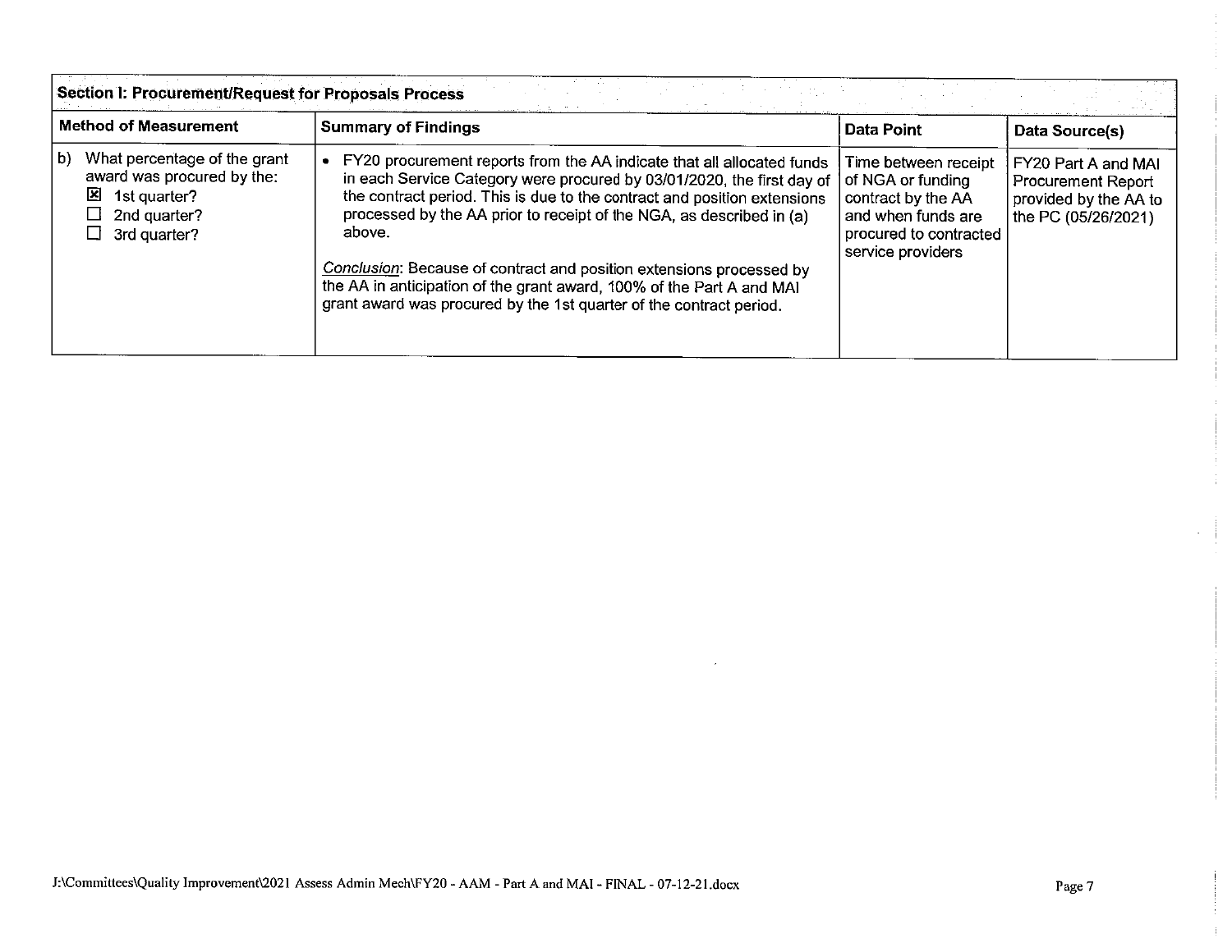| Section I: Procurement/Request for Proposals Process | | | |
|---|---|---|---|
| **Method of Measurement** | **Summary of Findings** | **Data Point** | **Data Source(s)** |
| b) What percentage of the grant award was procured by the:<br>☒ 1st quarter?<br>☐ 2nd quarter?<br>☐ 3rd quarter? | • FY20 procurement reports from the AA indicate that all allocated funds in each Service Category were procured by 03/01/2020, the first day of the contract period. This is due to the contract and position extensions processed by the AA prior to receipt of the NGA, as described in (a) above.<br><br>*Conclusion*: Because of contract and position extensions processed by the AA in anticipation of the grant award, 100% of the Part A and MAI grant award was procured by the 1st quarter of the contract period. | Time between receipt of NGA or funding contract by the AA and when funds are procured to contracted service providers | FY20 Part A and MAI Procurement Report provided by the AA to the PC (05/26/2021) |

J:\Committees\Quality Improvement\2021 Assess Admin Mech\FY20 - AAM - Part A and MAI - FINAL - 07-12-21.docx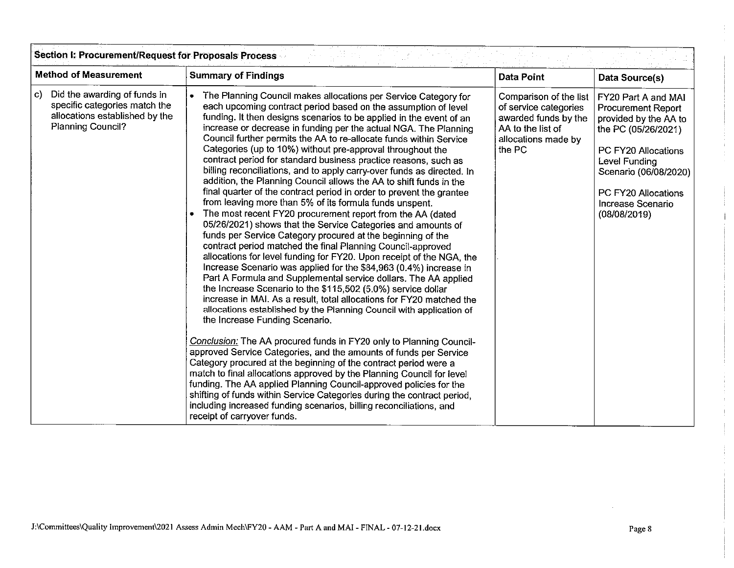| Section I: Procurement/Request for Proposals Process | | | |
|---|---|---|---|
| **Method of Measurement** | **Summary of Findings** | **Data Point** | **Data Source(s)** |
| c) Did the awarding of funds in specific categories match the allocations established by the Planning Council? | • The Planning Council makes allocations per Service Category for each upcoming contract period based on the assumption of level funding. It then designs scenarios to be applied in the event of an increase or decrease in funding per the actual NGA. The Planning Council further permits the AA to re-allocate funds within Service Categories (up to 10%) without pre-approval throughout the contract period for standard business practice reasons, such as billing reconciliations, and to apply carry-over funds as directed. In addition, the Planning Council allows the AA to shift funds in the final quarter of the contract period in order to prevent the grantee from leaving more than 5% of its formula funds unspent.<br>• The most recent FY20 procurement report from the AA (dated 05/26/2021) shows that the Service Categories and amounts of funds per Service Category procured at the beginning of the contract period matched the final Planning Council-approved allocations for level funding for FY20. Upon receipt of the NGA, the Increase Scenario was applied for the $84,963 (0.4%) increase in Part A Formula and Supplemental service dollars. The AA applied the Increase Scenario to the $115,502 (5.0%) service dollar increase in MAI. As a result, total allocations for FY20 matched the allocations established by the Planning Council with application of the Increase Funding Scenario.<br><br>*Conclusion:* The AA procured funds in FY20 only to Planning Council-approved Service Categories, and the amounts of funds per Service Category procured at the beginning of the contract period were a match to final allocations approved by the Planning Council for level funding. The AA applied Planning Council-approved policies for the shifting of funds within Service Categories during the contract period, including increased funding scenarios, billing reconciliations, and receipt of carryover funds. | Comparison of the list of service categories awarded funds by the AA to the list of allocations made by the PC | FY20 Part A and MAI Procurement Report provided by the AA to the PC (05/26/2021)<br><br>PC FY20 Allocations Level Funding Scenario (06/08/2020)<br><br>PC FY20 Allocations Increase Scenario (08/08/2019) |

J:\Committees\Quality Improvement\2021 Assess Admin Mech\FY20 - AAM - Part A and MAI - FINAL - 07-12-21.docx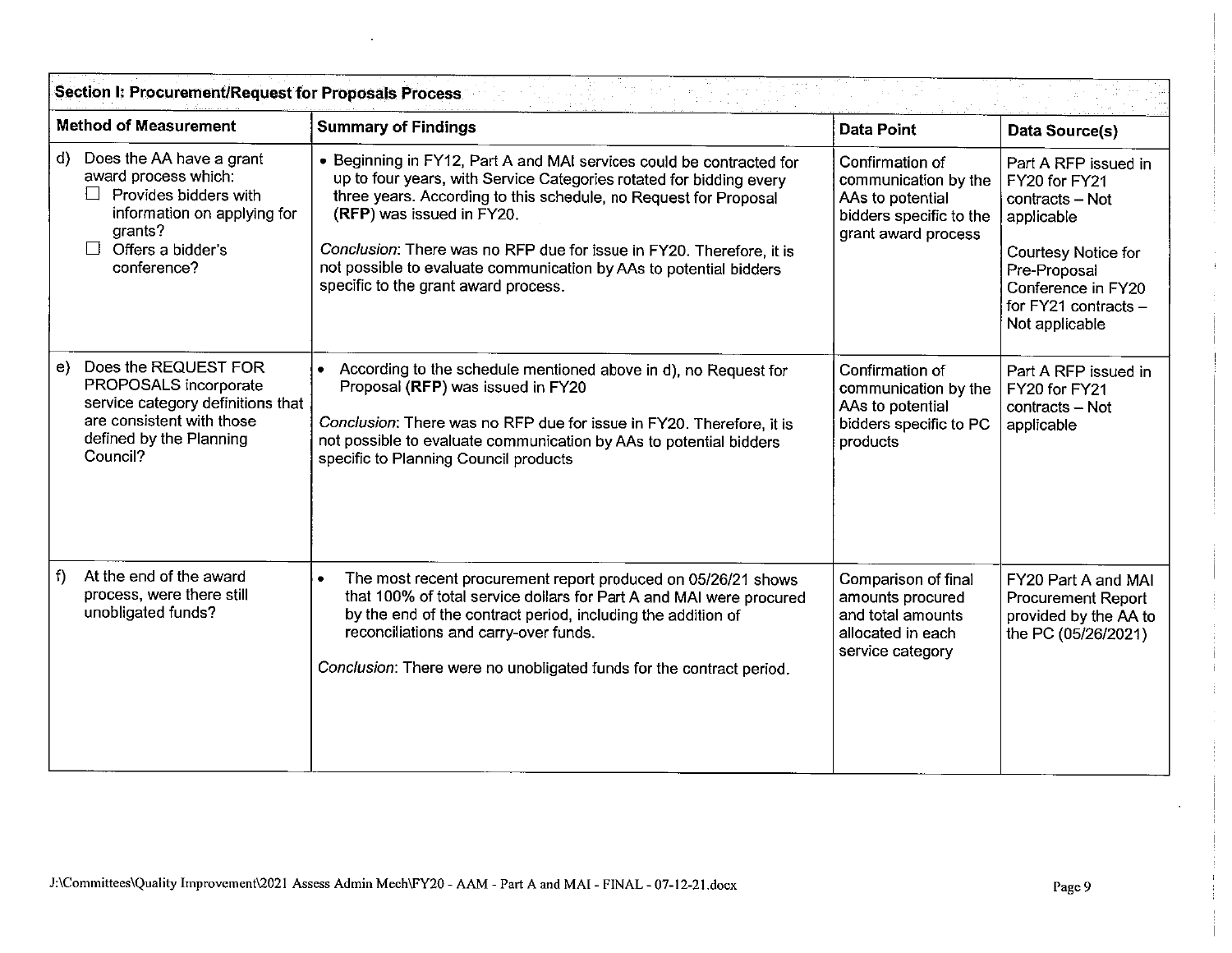| Section I: Procurement/Request for Proposals Process | | | |
|---|---|---|---|
| **Method of Measurement** | **Summary of Findings** | **Data Point** | **Data Source(s)** |
| d) Does the AA have a grant award process which: ☐ Provides bidders with information on applying for grants? ☐ Offers a bidder's conference? | • Beginning in FY12, Part A and MAI services could be contracted for up to four years, with Service Categories rotated for bidding every three years. According to this schedule, no Request for Proposal (**RFP**) was issued in FY20. <br><br> *Conclusion*: There was no RFP due for issue in FY20. Therefore, it is not possible to evaluate communication by AAs to potential bidders specific to the grant award process. | Confirmation of communication by the AAs to potential bidders specific to the grant award process | Part A RFP issued in FY20 for FY21 contracts – Not applicable <br><br> Courtesy Notice for Pre-Proposal Conference in FY20 for FY21 contracts – Not applicable |
| e) Does the REQUEST FOR PROPOSALS incorporate service category definitions that are consistent with those defined by the Planning Council? | • According to the schedule mentioned above in d), no Request for Proposal (**RFP**) was issued in FY20 <br><br> *Conclusion*: There was no RFP due for issue in FY20. Therefore, it is not possible to evaluate communication by AAs to potential bidders specific to Planning Council products | Confirmation of communication by the AAs to potential bidders specific to PC products | Part A RFP issued in FY20 for FY21 contracts – Not applicable |
| f) At the end of the award process, were there still unobligated funds? | • The most recent procurement report produced on 05/26/21 shows that 100% of total service dollars for Part A and MAI were procured by the end of the contract period, including the addition of reconciliations and carry-over funds. <br><br> *Conclusion*: There were no unobligated funds for the contract period. | Comparison of final amounts procured and total amounts allocated in each service category | FY20 Part A and MAI Procurement Report provided by the AA to the PC (05/26/2021) |

J:\Committees\Quality Improvement\2021 Assess Admin Mech\FY20 - AAM - Part A and MAI - FINAL - 07-12-21.docx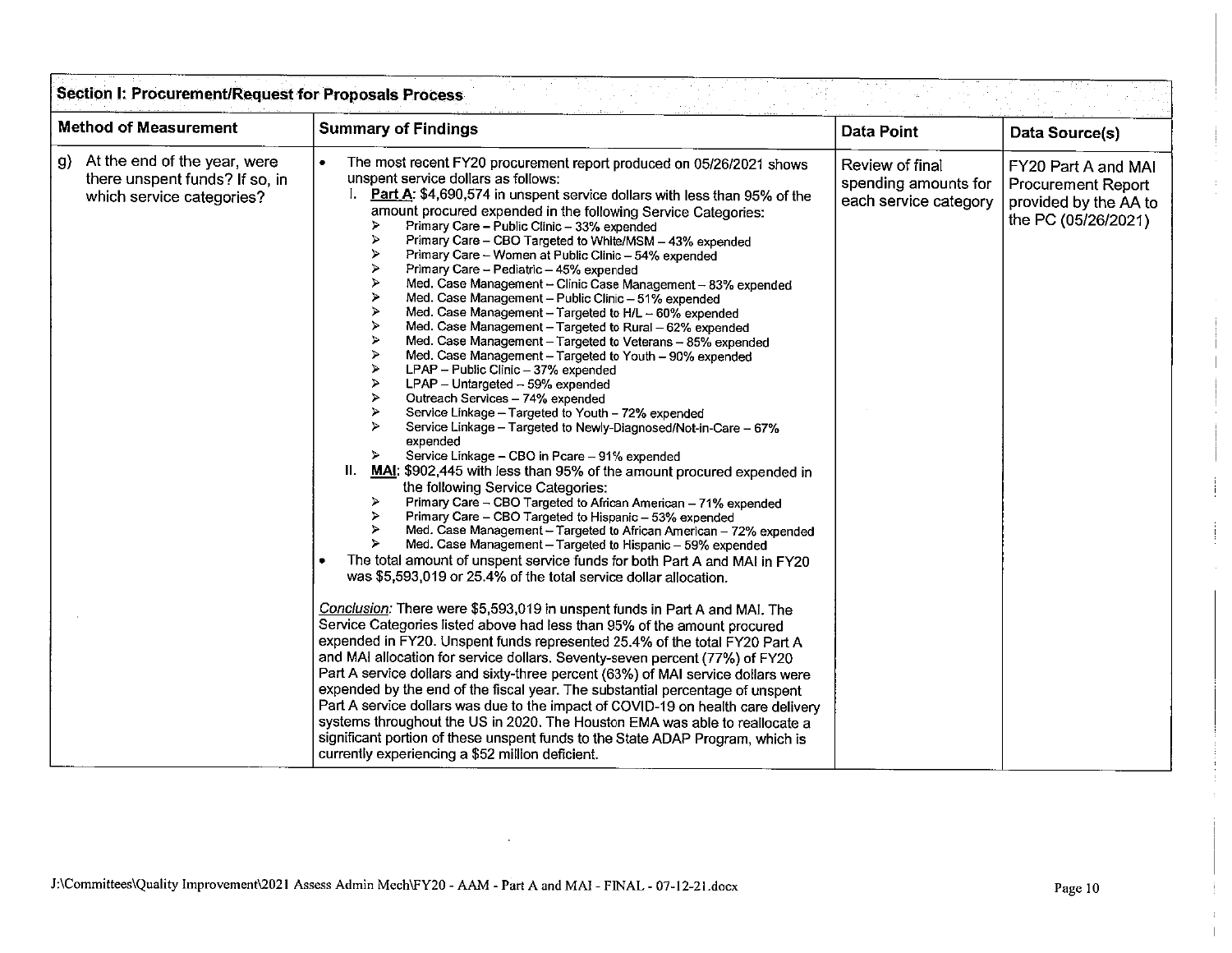| Section I: Procurement/Request for Proposals Process | | | |
|---|---|---|---|
| **Method of Measurement** | **Summary of Findings** | **Data Point** | **Data Source(s)** |
| g) At the end of the year, were there unspent funds? If so, in which service categories? | • The most recent FY20 procurement report produced on 05/26/2021 shows unspent service dollars as follows:<br>I. **Part A**: $4,690,574 in unspent service dollars with less than 95% of the amount procured expended in the following Service Categories:<br>➢ Primary Care – Public Clinic – 33% expended<br>➢ Primary Care – CBO Targeted to White/MSM – 43% expended<br>➢ Primary Care – Women at Public Clinic – 54% expended<br>➢ Primary Care – Pediatric – 45% expended<br>➢ Med. Case Management – Clinic Case Management – 83% expended<br>➢ Med. Case Management – Public Clinic – 51% expended<br>➢ Med. Case Management – Targeted to H/L – 60% expended<br>➢ Med. Case Management – Targeted to Rural – 62% expended<br>➢ Med. Case Management – Targeted to Veterans – 85% expended<br>➢ Med. Case Management – Targeted to Youth – 90% expended<br>➢ LPAP – Public Clinic – 37% expended<br>➢ LPAP – Untargeted – 59% expended<br>➢ Outreach Services – 74% expended<br>➢ Service Linkage – Targeted to Youth – 72% expended<br>➢ Service Linkage – Targeted to Newly-Diagnosed/Not-in-Care – 67% expended<br>➢ Service Linkage – CBO in Pcare – 91% expended<br>II. **MAI**: $902,445 with less than 95% of the amount procured expended in the following Service Categories:<br>➢ Primary Care – CBO Targeted to African American – 71% expended<br>➢ Primary Care – CBO Targeted to Hispanic – 53% expended<br>➢ Med. Case Management – Targeted to African American – 72% expended<br>➢ Med. Case Management – Targeted to Hispanic – 59% expended<br>• The total amount of unspent service funds for both Part A and MAI in FY20 was $5,593,019 or 25.4% of the total service dollar allocation.<br><br>*Conclusion:* There were $5,593,019 in unspent funds in Part A and MAI. The Service Categories listed above had less than 95% of the amount procured expended in FY20. Unspent funds represented 25.4% of the total FY20 Part A and MAI allocation for service dollars. Seventy-seven percent (77%) of FY20 Part A service dollars and sixty-three percent (63%) of MAI service dollars were expended by the end of the fiscal year. The substantial percentage of unspent Part A service dollars was due to the impact of COVID-19 on health care delivery systems throughout the US in 2020. The Houston EMA was able to reallocate a significant portion of these unspent funds to the State ADAP Program, which is currently experiencing a $52 million deficient. | Review of final spending amounts for each service category | FY20 Part A and MAI Procurement Report provided by the AA to the PC (05/26/2021) |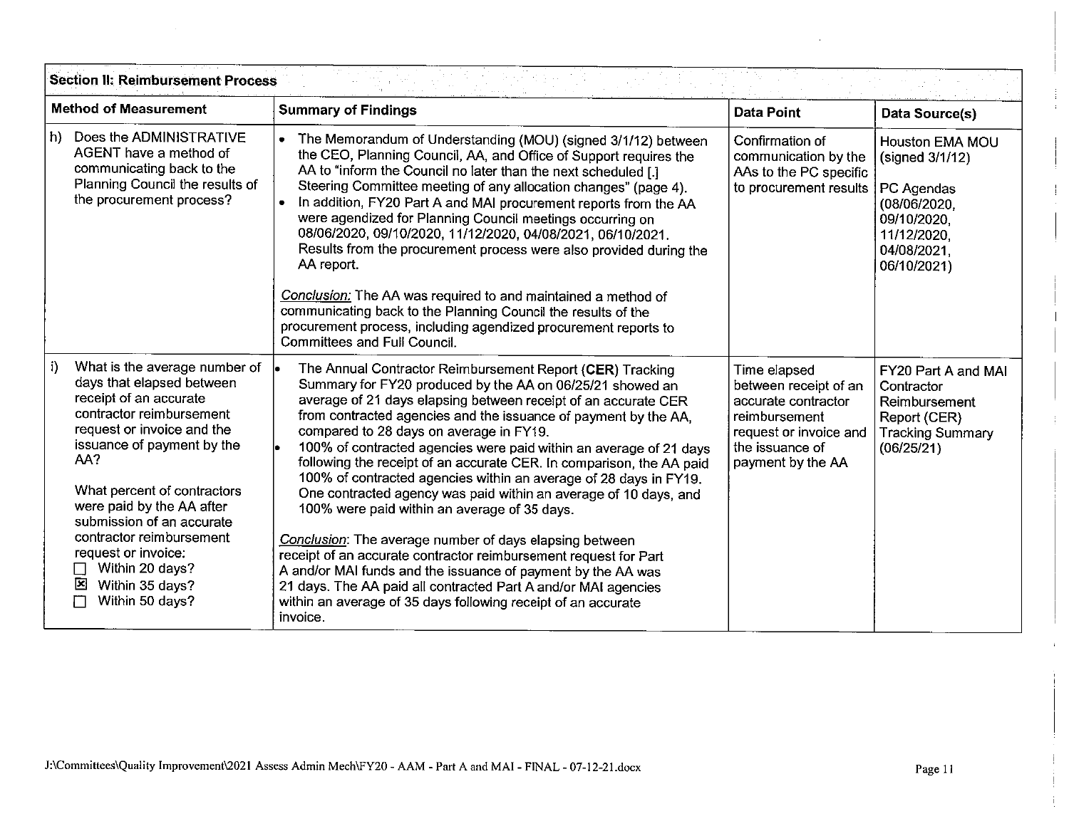| Section II: Reimbursement Process | | | |
|---|---|---|---|
| **Method of Measurement** | **Summary of Findings** | **Data Point** | **Data Source(s)** |
| h) Does the ADMINISTRATIVE AGENT have a method of communicating back to the Planning Council the results of the procurement process? | • The Memorandum of Understanding (MOU) (signed 3/1/12) between the CEO, Planning Council, AA, and Office of Support requires the AA to "inform the Council no later than the next scheduled [.] Steering Committee meeting of any allocation changes" (page 4).<br>• In addition, FY20 Part A and MAI procurement reports from the AA were agendized for Planning Council meetings occurring on 08/06/2020, 09/10/2020, 11/12/2020, 04/08/2021, 06/10/2021. Results from the procurement process were also provided during the AA report.<br><br>*Conclusion:* The AA was required to and maintained a method of communicating back to the Planning Council the results of the procurement process, including agendized procurement reports to Committees and Full Council. | Confirmation of communication by the AAs to the PC specific to procurement results | Houston EMA MOU (signed 3/1/12)<br><br>PC Agendas (08/06/2020, 09/10/2020, 11/12/2020, 04/08/2021, 06/10/2021) |
| i) What is the average number of days that elapsed between receipt of an accurate contractor reimbursement request or invoice and the issuance of payment by the AA?<br><br>What percent of contractors were paid by the AA after submission of an accurate contractor reimbursement request or invoice:<br>☐ Within 20 days?<br>☒ Within 35 days?<br>☐ Within 50 days? | • The Annual Contractor Reimbursement Report (**CER**) Tracking Summary for FY20 produced by the AA on 06/25/21 showed an average of 21 days elapsing between receipt of an accurate CER from contracted agencies and the issuance of payment by the AA, compared to 28 days on average in FY19.<br>• 100% of contracted agencies were paid within an average of 21 days following the receipt of an accurate CER. In comparison, the AA paid 100% of contracted agencies within an average of 28 days in FY19. One contracted agency was paid within an average of 10 days, and 100% were paid within an average of 35 days.<br><br>*Conclusion*: The average number of days elapsing between receipt of an accurate contractor reimbursement request for Part A and/or MAI funds and the issuance of payment by the AA was 21 days. The AA paid all contracted Part A and/or MAI agencies within an average of 35 days following receipt of an accurate invoice. | Time elapsed between receipt of an accurate contractor reimbursement request or invoice and the issuance of payment by the AA | FY20 Part A and MAI Contractor Reimbursement Report (CER) Tracking Summary (06/25/21) |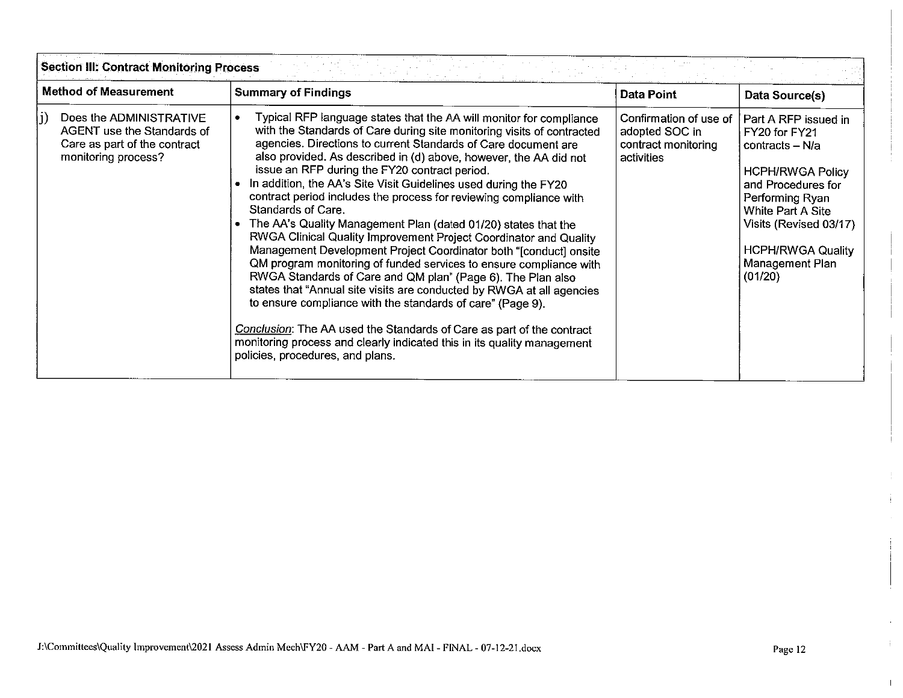| Section III: Contract Monitoring Process | | | |
|---|---|---|---|
| **Method of Measurement** | **Summary of Findings** | **Data Point** | **Data Source(s)** |
| j) Does the ADMINISTRATIVE AGENT use the Standards of Care as part of the contract monitoring process? | • Typical RFP language states that the AA will monitor for compliance with the Standards of Care during site monitoring visits of contracted agencies. Directions to current Standards of Care document are also provided. As described in (d) above, however, the AA did not issue an RFP during the FY20 contract period.<br>• In addition, the AA's Site Visit Guidelines used during the FY20 contract period includes the process for reviewing compliance with Standards of Care.<br>• The AA's Quality Management Plan (dated 01/20) states that the RWGA Clinical Quality Improvement Project Coordinator and Quality Management Development Project Coordinator both "[conduct] onsite QM program monitoring of funded services to ensure compliance with RWGA Standards of Care and QM plan" (Page 6). The Plan also states that "Annual site visits are conducted by RWGA at all agencies to ensure compliance with the standards of care" (Page 9).<br><br>*Conclusion*: The AA used the Standards of Care as part of the contract monitoring process and clearly indicated this in its quality management policies, procedures, and plans. | Confirmation of use of adopted SOC in contract monitoring activities | Part A RFP issued in FY20 for FY21 contracts – N/a<br><br>HCPH/RWGA Policy and Procedures for Performing Ryan White Part A Site Visits (Revised 03/17)<br><br>HCPH/RWGA Quality Management Plan (01/20) |

J:\Committees\Quality Improvement\2021 Assess Admin Mech\FY20 - AAM - Part A and MAI - FINAL - 07-12-21.docx